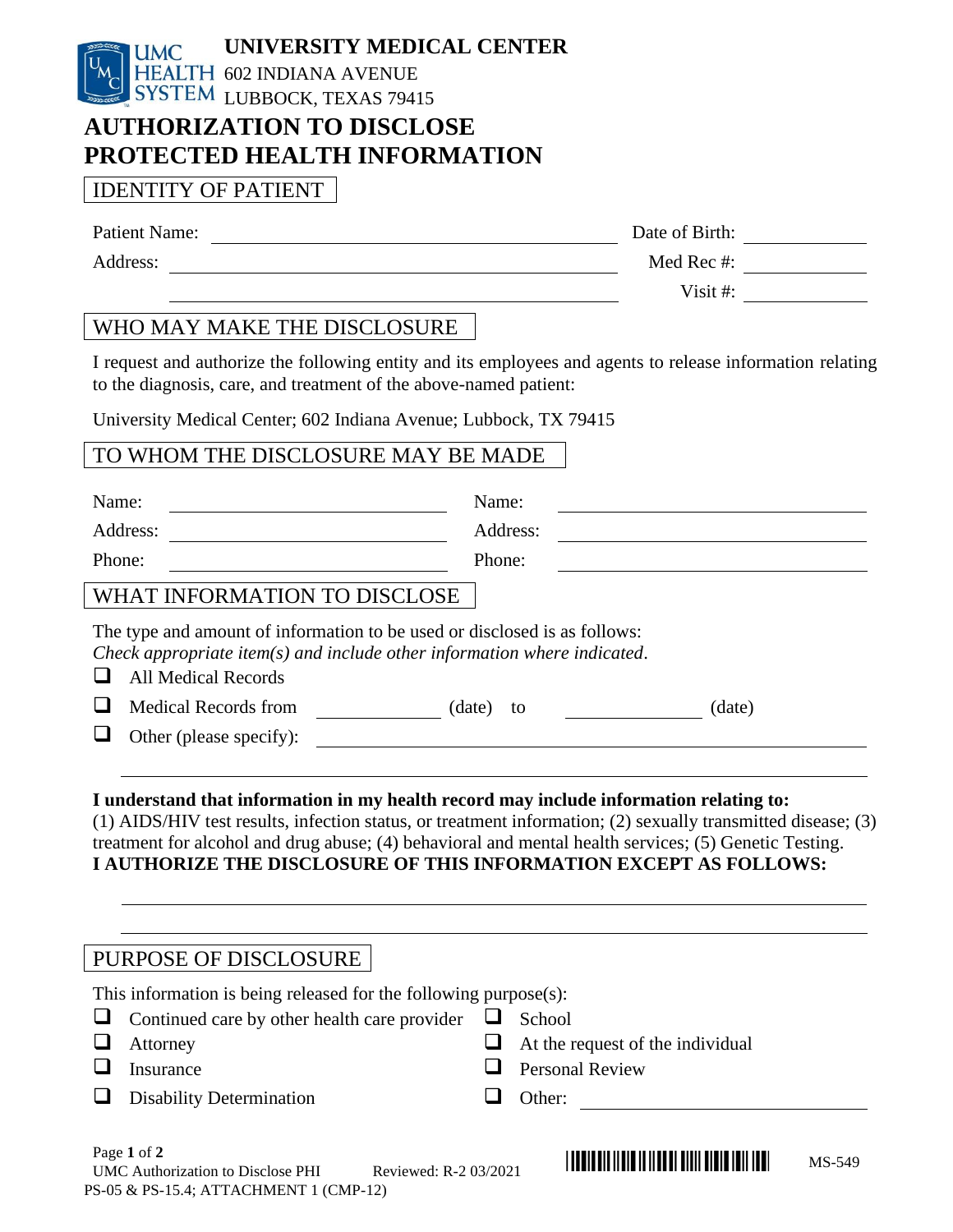UMC HEALTH SYSTEM

# UNIVERSITY MEDICAL CENTER

602 INDIANA AVENUE
LUBBOCK, TEXAS 79415

# AUTHORIZATION TO DISCLOSE PROTECTED HEALTH INFORMATION

## IDENTITY OF PATIENT

Patient Name: ______________________________ Date of Birth: ____________

Address: ______________________________ Med Rec #: ____________

______________________________ Visit #: ____________

## WHO MAY MAKE THE DISCLOSURE

I request and authorize the following entity and its employees and agents to release information relating to the diagnosis, care, and treatment of the above-named patient:

University Medical Center; 602 Indiana Avenue; Lubbock, TX 79415

## TO WHOM THE DISCLOSURE MAY BE MADE

Name: ____________________ Name: ____________________

Address: ____________________ Address: ____________________

Phone: ____________________ Phone: ____________________

## WHAT INFORMATION TO DISCLOSE

The type and amount of information to be used or disclosed is as follows:
*Check appropriate item(s) and include other information where indicated*.

- ☐ All Medical Records
- ☐ Medical Records from ____________ (date) to ____________ (date)
- ☐ Other (please specify): ______________________________

______________________________

**I understand that information in my health record may include information relating to:**
(1) AIDS/HIV test results, infection status, or treatment information; (2) sexually transmitted disease; (3) treatment for alcohol and drug abuse; (4) behavioral and mental health services; (5) Genetic Testing.
**I AUTHORIZE THE DISCLOSURE OF THIS INFORMATION EXCEPT AS FOLLOWS:**

______________________________

______________________________

## PURPOSE OF DISCLOSURE

This information is being released for the following purpose(s):

- ☐ Continued care by other health care provider
- ☐ Attorney
- ☐ Insurance
- ☐ Disability Determination
- ☐ School
- ☐ At the request of the individual
- ☐ Personal Review
- ☐ Other: ____________________

UMC Authorization to Disclose PHI Reviewed: R-2 03/2021 MS-549
PS-05 & PS-15.4; ATTACHMENT 1 (CMP-12)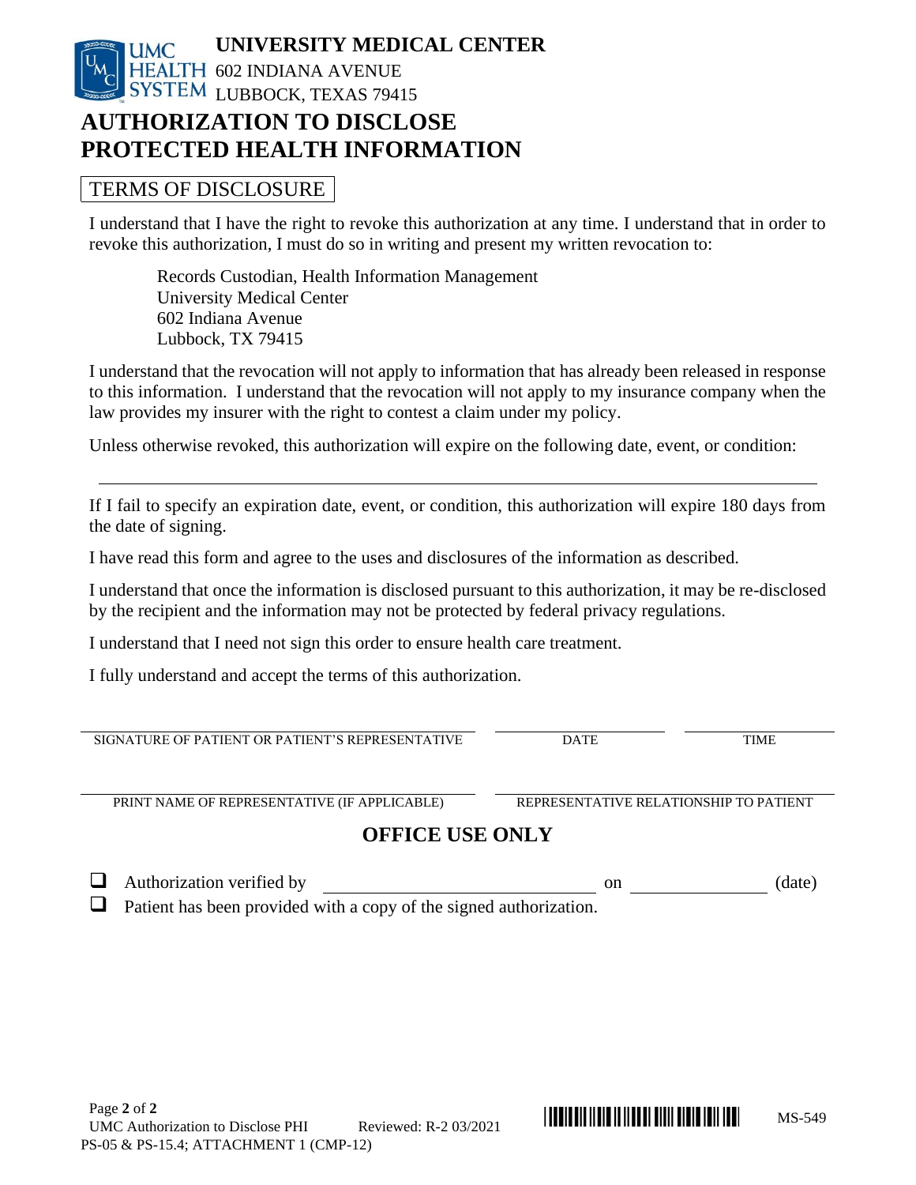# UNIVERSITY MEDICAL CENTER

602 INDIANA AVENUE
LUBBOCK, TEXAS 79415

# AUTHORIZATION TO DISCLOSE PROTECTED HEALTH INFORMATION

## TERMS OF DISCLOSURE

I understand that I have the right to revoke this authorization at any time. I understand that in order to revoke this authorization, I must do so in writing and present my written revocation to:

Records Custodian, Health Information Management
University Medical Center
602 Indiana Avenue
Lubbock, TX 79415

I understand that the revocation will not apply to information that has already been released in response to this information. I understand that the revocation will not apply to my insurance company when the law provides my insurer with the right to contest a claim under my policy.

Unless otherwise revoked, this authorization will expire on the following date, event, or condition:

\_\_\_\_\_\_\_\_\_\_\_\_\_\_\_\_\_\_\_\_\_\_\_\_\_\_\_\_\_\_\_\_\_\_\_\_\_\_\_\_\_\_\_\_\_\_\_\_\_\_\_\_\_\_\_\_\_\_\_\_

If I fail to specify an expiration date, event, or condition, this authorization will expire 180 days from the date of signing.

I have read this form and agree to the uses and disclosures of the information as described.

I understand that once the information is disclosed pursuant to this authorization, it may be re-disclosed by the recipient and the information may not be protected by federal privacy regulations.

I understand that I need not sign this order to ensure health care treatment.

I fully understand and accept the terms of this authorization.

\_\_\_\_\_\_\_\_\_\_\_\_\_\_\_\_\_\_\_\_\_\_\_\_\_\_\_\_\_\_\_\_\_\_\_\_ \_\_\_\_\_\_\_\_\_\_\_\_\_\_\_\_ \_\_\_\_\_\_\_\_\_\_\_\_\_\_
SIGNATURE OF PATIENT OR PATIENT'S REPRESENTATIVE DATE TIME

\_\_\_\_\_\_\_\_\_\_\_\_\_\_\_\_\_\_\_\_\_\_\_\_\_\_\_\_\_\_\_\_\_\_\_\_ \_\_\_\_\_\_\_\_\_\_\_\_\_\_\_\_\_\_\_\_\_\_\_\_\_\_\_\_\_\_\_\_
PRINT NAME OF REPRESENTATIVE (IF APPLICABLE) REPRESENTATIVE RELATIONSHIP TO PATIENT

## OFFICE USE ONLY

- ☐ Authorization verified by \_\_\_\_\_\_\_\_\_\_\_\_\_\_\_\_\_\_\_\_\_\_\_\_ on \_\_\_\_\_\_\_\_\_\_\_\_ (date)
- ☐ Patient has been provided with a copy of the signed authorization.

UMC Authorization to Disclose PHI Reviewed: R-2 03/2021 MS-549
PS-05 & PS-15.4; ATTACHMENT 1 (CMP-12)